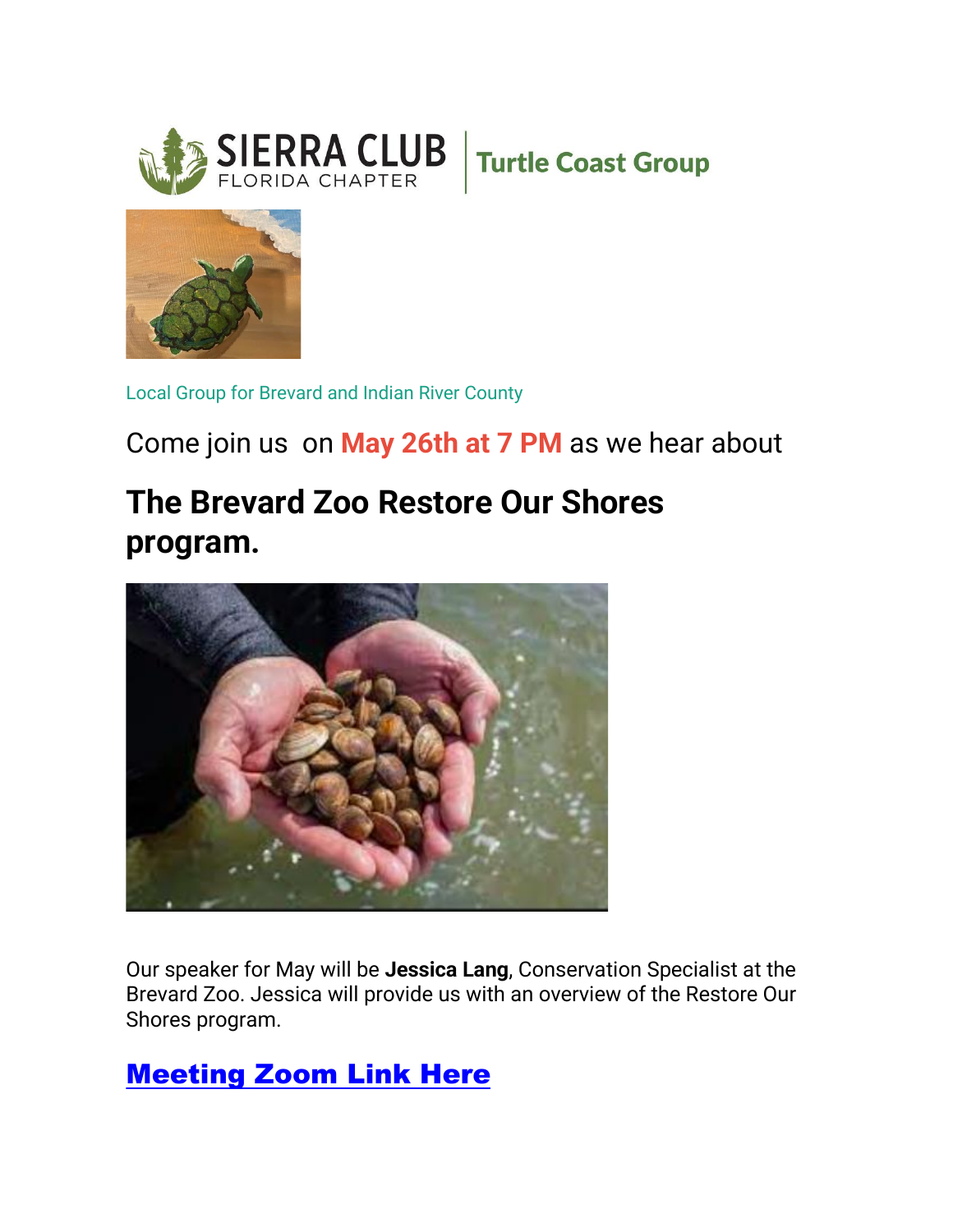SIERRA CLUB FLORIDA CHAPTER | Turtle Coast Group

Local Group for Brevard and Indian River County

Come join us on **May 26th at 7 PM** as we hear about

## The Brevard Zoo Restore Our Shores program.

Our speaker for May will be **Jessica Lang**, Conservation Specialist at the Brevard Zoo. Jessica will provide us with an overview of the Restore Our Shores program.

## Meeting Zoom Link Here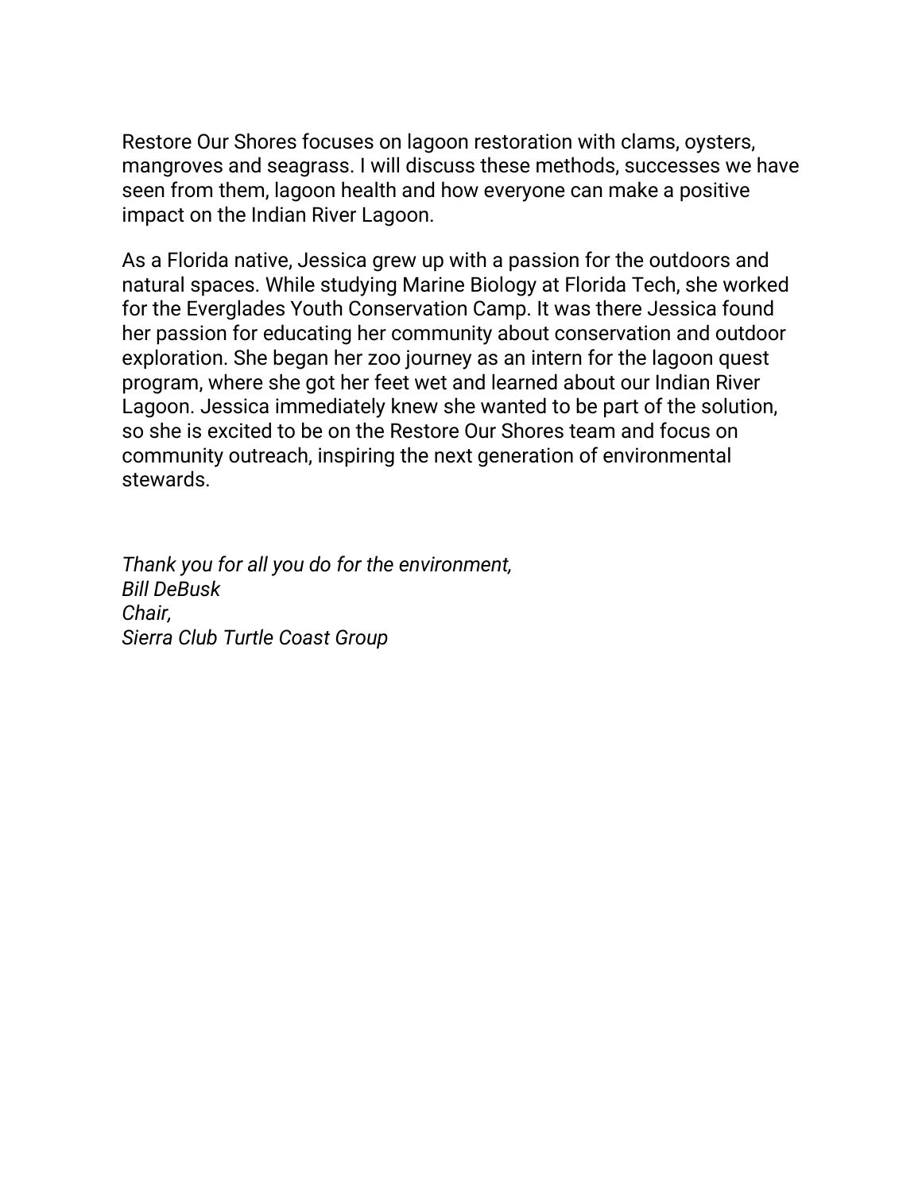Restore Our Shores focuses on lagoon restoration with clams, oysters, mangroves and seagrass. I will discuss these methods, successes we have seen from them, lagoon health and how everyone can make a positive impact on the Indian River Lagoon.

As a Florida native, Jessica grew up with a passion for the outdoors and natural spaces. While studying Marine Biology at Florida Tech, she worked for the Everglades Youth Conservation Camp. It was there Jessica found her passion for educating her community about conservation and outdoor exploration. She began her zoo journey as an intern for the lagoon quest program, where she got her feet wet and learned about our Indian River Lagoon. Jessica immediately knew she wanted to be part of the solution, so she is excited to be on the Restore Our Shores team and focus on community outreach, inspiring the next generation of environmental stewards.

*Thank you for all you do for the environment,*
*Bill DeBusk*
*Chair,*
*Sierra Club Turtle Coast Group*